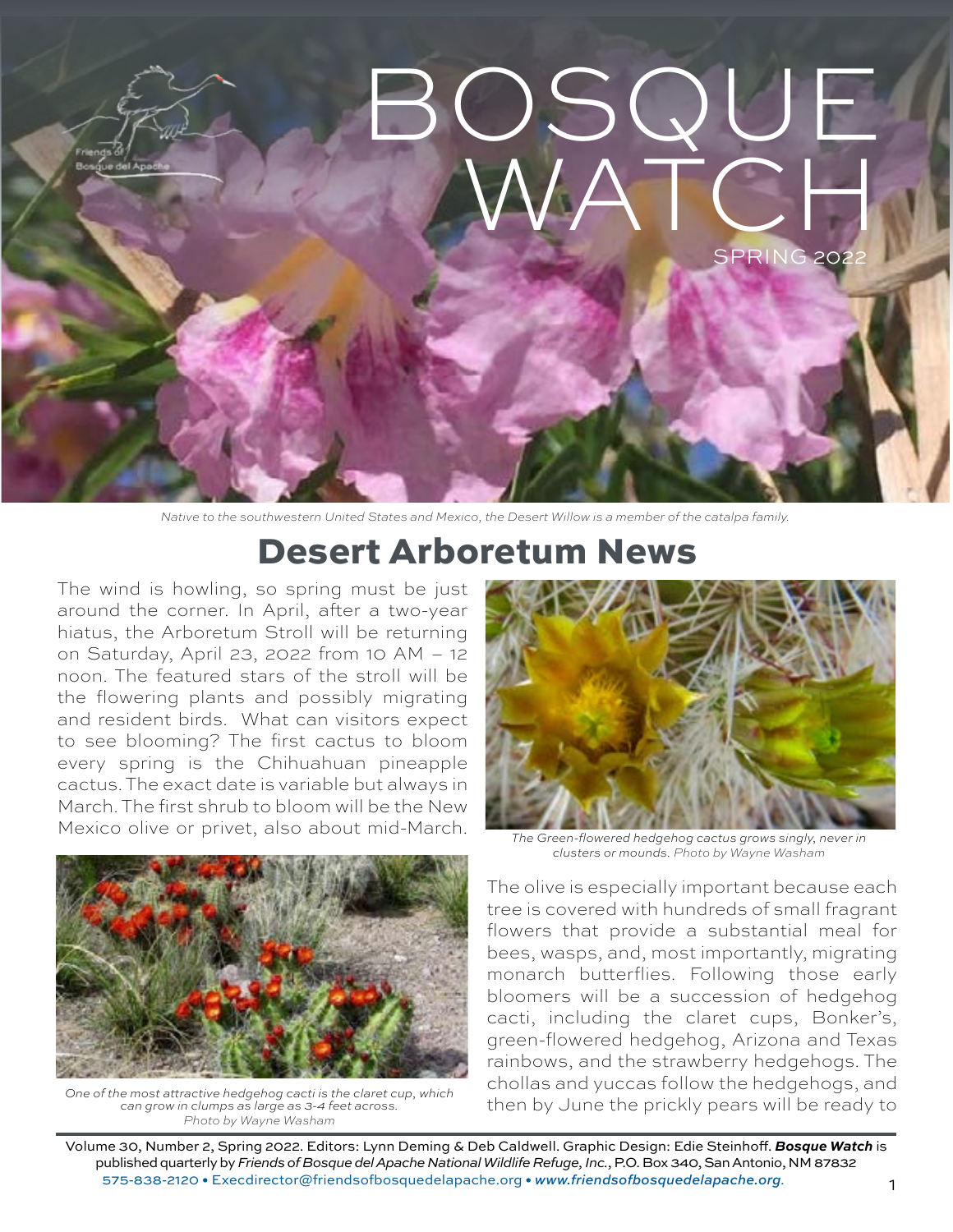# BOSQUE WATCH

SPRING 2022

*Native to the southwestern United States and Mexico, the Desert Willow is a member of the catalpa family.*

## Desert Arboretum News

The wind is howling, so spring must be just around the corner. In April, after a two-year hiatus, the Arboretum Stroll will be returning on Saturday, April 23, 2022 from 10 AM – 12 noon. The featured stars of the stroll will be the flowering plants and possibly migrating and resident birds. What can visitors expect to see blooming? The first cactus to bloom every spring is the Chihuahuan pineapple cactus. The exact date is variable but always in March. The first shrub to bloom will be the New Mexico olive or privet, also about mid-March.

*One of the most attractive hedgehog cacti is the claret cup, which can grow in clumps as large as 3-4 feet across. Photo by Wayne Washam*

*The Green-flowered hedgehog cactus grows singly, never in clusters or mounds. Photo by Wayne Washam*

The olive is especially important because each tree is covered with hundreds of small fragrant flowers that provide a substantial meal for bees, wasps, and, most importantly, migrating monarch butterflies. Following those early bloomers will be a succession of hedgehog cacti, including the claret cups, Bonker's, green-flowered hedgehog, Arizona and Texas rainbows, and the strawberry hedgehogs. The chollas and yuccas follow the hedgehogs, and then by June the prickly pears will be ready to

Volume 30, Number 2, Spring 2022. Editors: Lynn Deming & Deb Caldwell. Graphic Design: Edie Steinhoff. ***Bosque Watch*** is published quarterly by *Friends of Bosque del Apache National Wildlife Refuge, Inc.*, P.O. Box 340, San Antonio, NM 87832
575-838-2120 • Execdirector@friendsofbosquedelapache.org • *www.friendsofbosquedelapache.org*.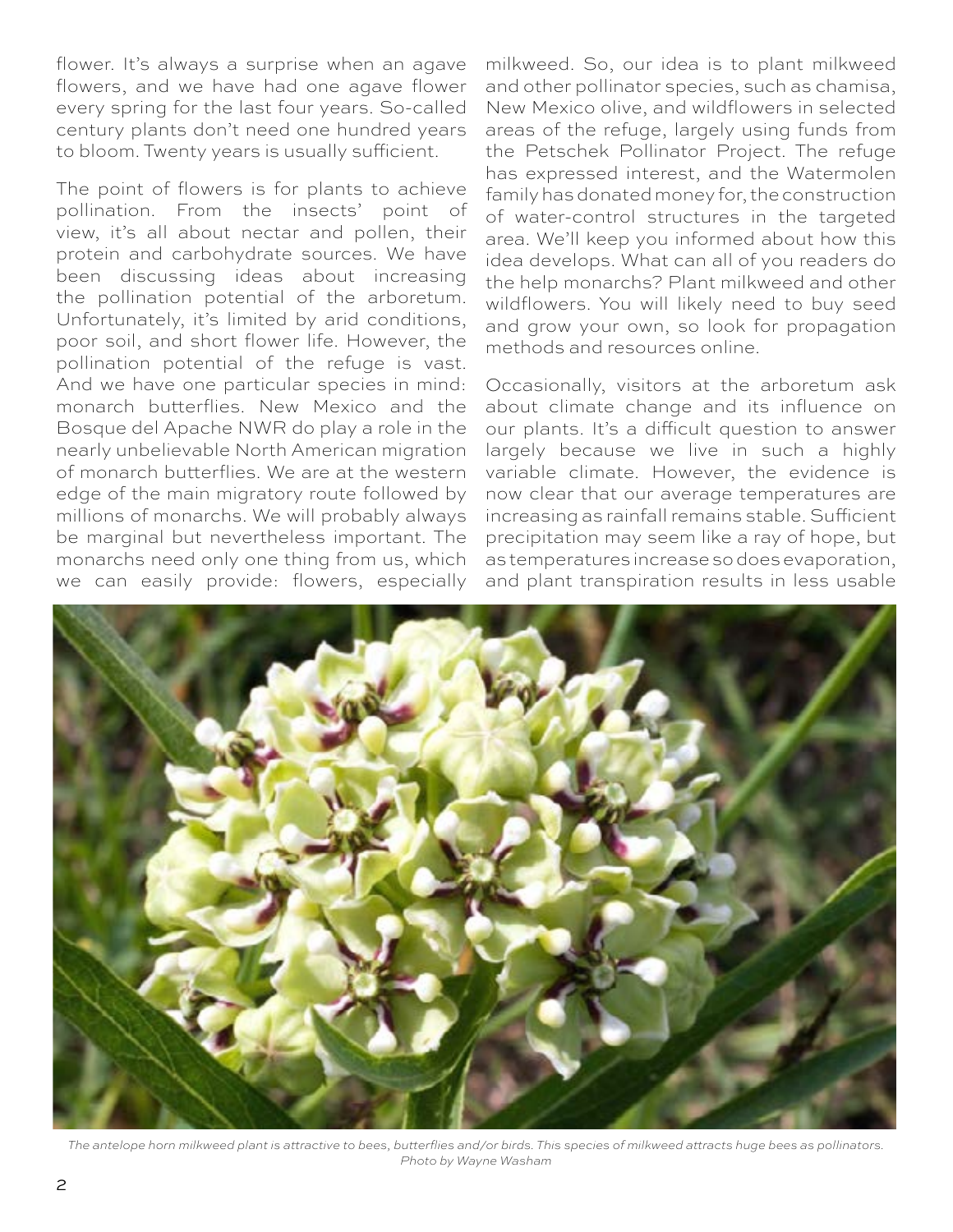flower. It's always a surprise when an agave flowers, and we have had one agave flower every spring for the last four years. So-called century plants don't need one hundred years to bloom. Twenty years is usually sufficient.

The point of flowers is for plants to achieve pollination. From the insects' point of view, it's all about nectar and pollen, their protein and carbohydrate sources. We have been discussing ideas about increasing the pollination potential of the arboretum. Unfortunately, it's limited by arid conditions, poor soil, and short flower life. However, the pollination potential of the refuge is vast. And we have one particular species in mind: monarch butterflies. New Mexico and the Bosque del Apache NWR do play a role in the nearly unbelievable North American migration of monarch butterflies. We are at the western edge of the main migratory route followed by millions of monarchs. We will probably always be marginal but nevertheless important. The monarchs need only one thing from us, which we can easily provide: flowers, especially milkweed. So, our idea is to plant milkweed and other pollinator species, such as chamisa, New Mexico olive, and wildflowers in selected areas of the refuge, largely using funds from the Petschek Pollinator Project. The refuge has expressed interest, and the Watermolen family has donated money for, the construction of water-control structures in the targeted area. We'll keep you informed about how this idea develops. What can all of you readers do the help monarchs? Plant milkweed and other wildflowers. You will likely need to buy seed and grow your own, so look for propagation methods and resources online.

Occasionally, visitors at the arboretum ask about climate change and its influence on our plants. It's a difficult question to answer largely because we live in such a highly variable climate. However, the evidence is now clear that our average temperatures are increasing as rainfall remains stable. Sufficient precipitation may seem like a ray of hope, but as temperatures increase so does evaporation, and plant transpiration results in less usable

*The antelope horn milkweed plant is attractive to bees, butterflies and/or birds. This species of milkweed attracts huge bees as pollinators. Photo by Wayne Washam*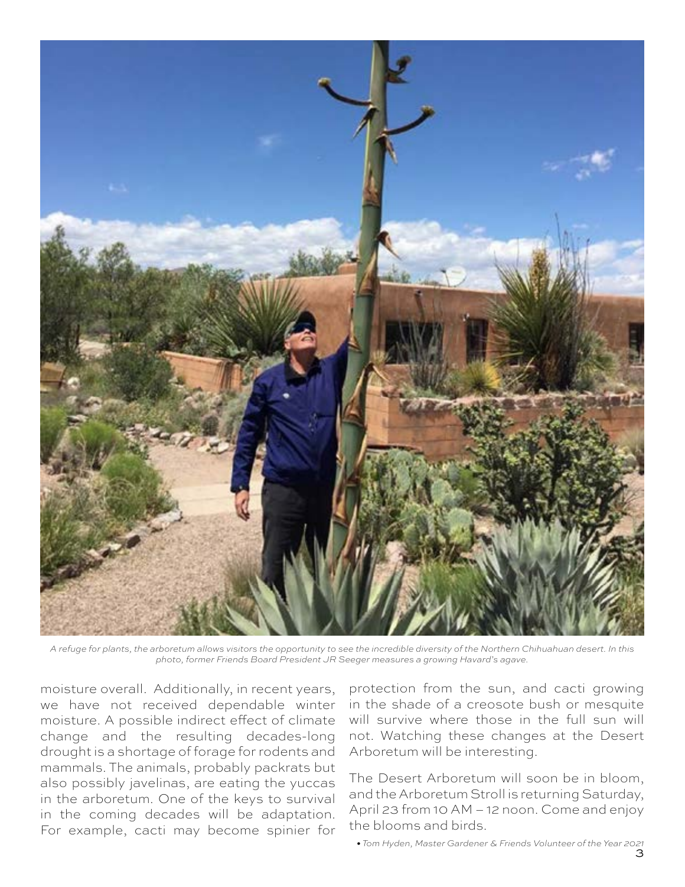*A refuge for plants, the arboretum allows visitors the opportunity to see the incredible diversity of the Northern Chihuahuan desert. In this photo, former Friends Board President JR Seeger measures a growing Havard's agave.*

moisture overall. Additionally, in recent years, we have not received dependable winter moisture. A possible indirect effect of climate change and the resulting decades-long drought is a shortage of forage for rodents and mammals. The animals, probably packrats but also possibly javelinas, are eating the yuccas in the arboretum. One of the keys to survival in the coming decades will be adaptation. For example, cacti may become spinier for protection from the sun, and cacti growing in the shade of a creosote bush or mesquite will survive where those in the full sun will not. Watching these changes at the Desert Arboretum will be interesting.

The Desert Arboretum will soon be in bloom, and the Arboretum Stroll is returning Saturday, April 23 from 10 AM – 12 noon. Come and enjoy the blooms and birds.

*• Tom Hyden, Master Gardener & Friends Volunteer of the Year 2021*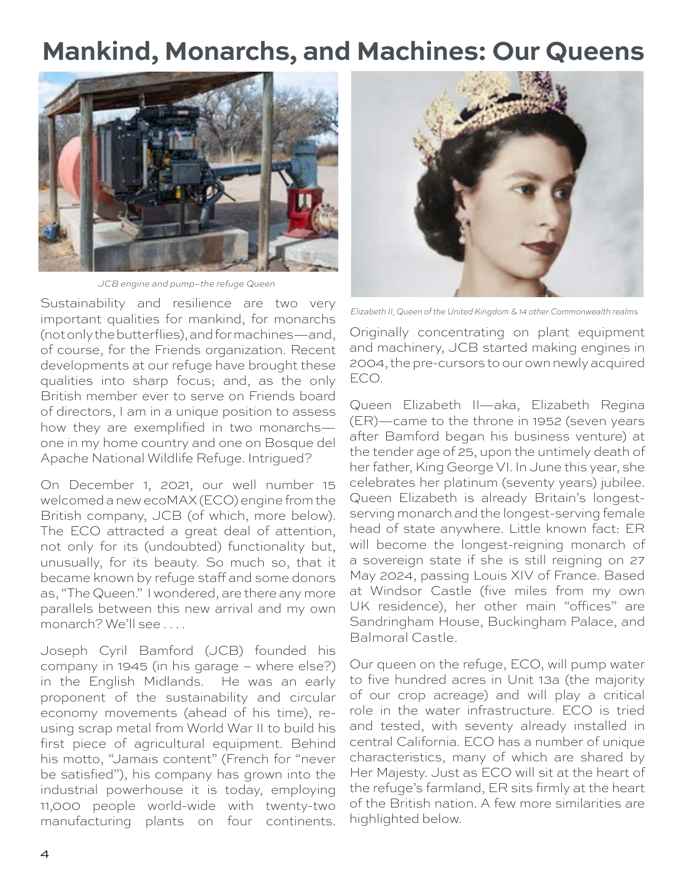# Mankind, Monarchs, and Machines: Our Queens

*JCB engine and pump–the refuge Queen*

Sustainability and resilience are two very important qualities for mankind, for monarchs (not only the butterflies), and for machines—and, of course, for the Friends organization. Recent developments at our refuge have brought these qualities into sharp focus; and, as the only British member ever to serve on Friends board of directors, I am in a unique position to assess how they are exemplified in two monarchs—one in my home country and one on Bosque del Apache National Wildlife Refuge. Intrigued?

On December 1, 2021, our well number 15 welcomed a new ecoMAX (ECO) engine from the British company, JCB (of which, more below). The ECO attracted a great deal of attention, not only for its (undoubted) functionality but, unusually, for its beauty. So much so, that it became known by refuge staff and some donors as, "The Queen." I wondered, are there any more parallels between this new arrival and my own monarch? We'll see . . . .

Joseph Cyril Bamford (JCB) founded his company in 1945 (in his garage – where else?) in the English Midlands. He was an early proponent of the sustainability and circular economy movements (ahead of his time), re-using scrap metal from World War II to build his first piece of agricultural equipment. Behind his motto, "Jamais content" (French for "never be satisfied"), his company has grown into the industrial powerhouse it is today, employing 11,000 people world-wide with twenty-two manufacturing plants on four continents.

*Elizabeth II, Queen of the United Kingdom & 14 other Commonwealth realms*

Originally concentrating on plant equipment and machinery, JCB started making engines in 2004, the pre-cursors to our own newly acquired ECO.

Queen Elizabeth II—aka, Elizabeth Regina (ER)—came to the throne in 1952 (seven years after Bamford began his business venture) at the tender age of 25, upon the untimely death of her father, King George VI. In June this year, she celebrates her platinum (seventy years) jubilee. Queen Elizabeth is already Britain's longest-serving monarch and the longest-serving female head of state anywhere. Little known fact: ER will become the longest-reigning monarch of a sovereign state if she is still reigning on 27 May 2024, passing Louis XIV of France. Based at Windsor Castle (five miles from my own UK residence), her other main "offices" are Sandringham House, Buckingham Palace, and Balmoral Castle.

Our queen on the refuge, ECO, will pump water to five hundred acres in Unit 13a (the majority of our crop acreage) and will play a critical role in the water infrastructure. ECO is tried and tested, with seventy already installed in central California. ECO has a number of unique characteristics, many of which are shared by Her Majesty. Just as ECO will sit at the heart of the refuge's farmland, ER sits firmly at the heart of the British nation. A few more similarities are highlighted below.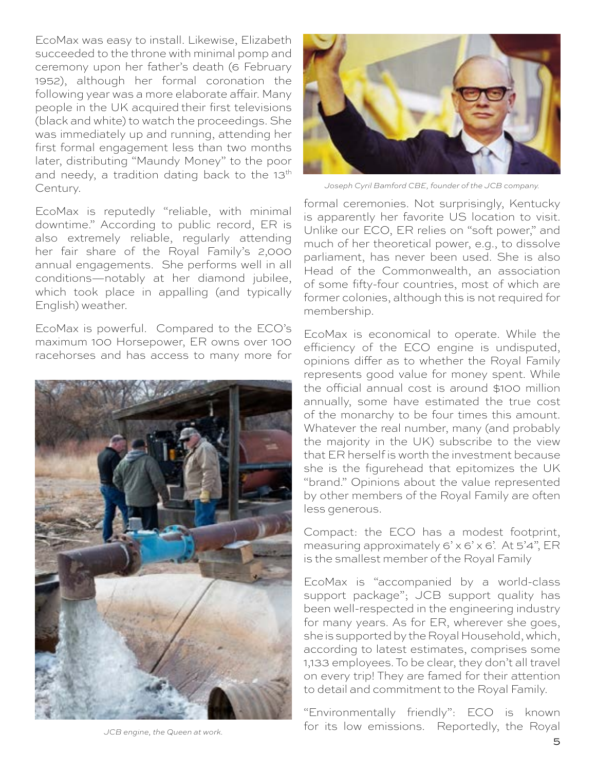EcoMax was easy to install. Likewise, Elizabeth succeeded to the throne with minimal pomp and ceremony upon her father's death (6 February 1952), although her formal coronation the following year was a more elaborate affair. Many people in the UK acquired their first televisions (black and white) to watch the proceedings. She was immediately up and running, attending her first formal engagement less than two months later, distributing "Maundy Money" to the poor and needy, a tradition dating back to the 13th Century.

EcoMax is reputedly "reliable, with minimal downtime." According to public record, ER is also extremely reliable, regularly attending her fair share of the Royal Family's 2,000 annual engagements. She performs well in all conditions—notably at her diamond jubilee, which took place in appalling (and typically English) weather.

EcoMax is powerful. Compared to the ECO's maximum 100 Horsepower, ER owns over 100 racehorses and has access to many more for formal ceremonies. Not surprisingly, Kentucky is apparently her favorite US location to visit. Unlike our ECO, ER relies on "soft power," and much of her theoretical power, e.g., to dissolve parliament, has never been used. She is also Head of the Commonwealth, an association of some fifty-four countries, most of which are former colonies, although this is not required for membership.

*JCB engine, the Queen at work.*

*Joseph Cyril Bamford CBE, founder of the JCB company.*

EcoMax is economical to operate. While the efficiency of the ECO engine is undisputed, opinions differ as to whether the Royal Family represents good value for money spent. While the official annual cost is around $100 million annually, some have estimated the true cost of the monarchy to be four times this amount. Whatever the real number, many (and probably the majority in the UK) subscribe to the view that ER herself is worth the investment because she is the figurehead that epitomizes the UK "brand." Opinions about the value represented by other members of the Royal Family are often less generous.

Compact: the ECO has a modest footprint, measuring approximately 6' x 6' x 6'. At 5'4", ER is the smallest member of the Royal Family

EcoMax is "accompanied by a world-class support package"; JCB support quality has been well-respected in the engineering industry for many years. As for ER, wherever she goes, she is supported by the Royal Household, which, according to latest estimates, comprises some 1,133 employees. To be clear, they don't all travel on every trip! They are famed for their attention to detail and commitment to the Royal Family.

"Environmentally friendly": ECO is known for its low emissions. Reportedly, the Royal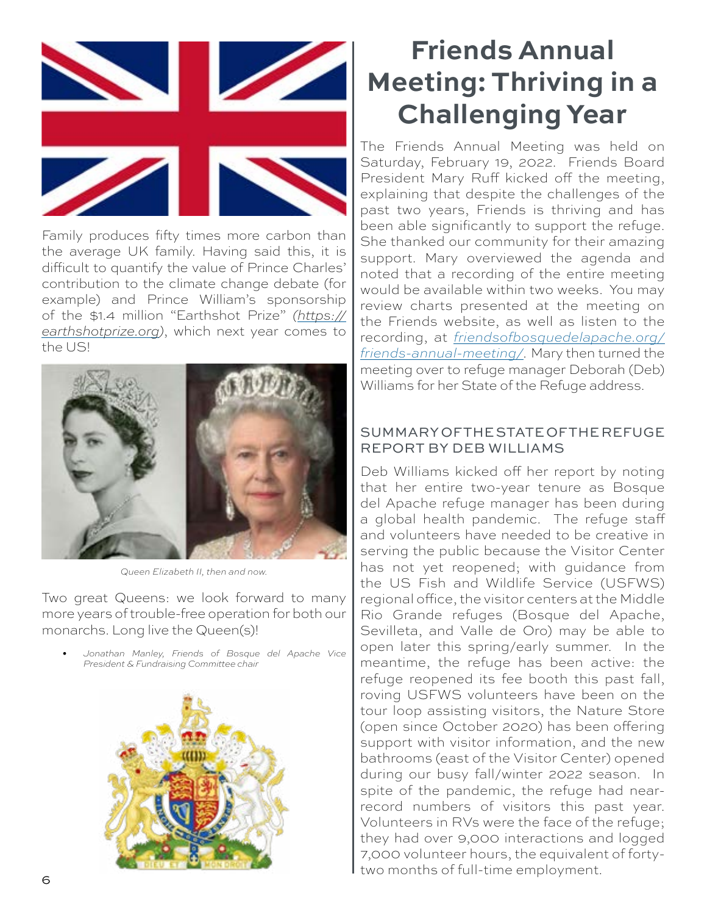Family produces fifty times more carbon than the average UK family. Having said this, it is difficult to quantify the value of Prince Charles' contribution to the climate change debate (for example) and Prince William's sponsorship of the $1.4 million "Earthshot Prize" *(https://earthshotprize.org)*, which next year comes to the US!

*Queen Elizabeth II, then and now.*

Two great Queens: we look forward to many more years of trouble-free operation for both our monarchs. Long live the Queen(s)!

- *Jonathan Manley, Friends of Bosque del Apache Vice President & Fundraising Committee chair*

# Friends Annual Meeting: Thriving in a Challenging Year

The Friends Annual Meeting was held on Saturday, February 19, 2022. Friends Board President Mary Ruff kicked off the meeting, explaining that despite the challenges of the past two years, Friends is thriving and has been able significantly to support the refuge. She thanked our community for their amazing support. Mary overviewed the agenda and noted that a recording of the entire meeting would be available within two weeks. You may review charts presented at the meeting on the Friends website, as well as listen to the recording, at *friendsofbosquedelapache.org/friends-annual-meeting/*. Mary then turned the meeting over to refuge manager Deborah (Deb) Williams for her State of the Refuge address.

## SUMMARY OF THE STATE OF THE REFUGE REPORT BY DEB WILLIAMS

Deb Williams kicked off her report by noting that her entire two-year tenure as Bosque del Apache refuge manager has been during a global health pandemic. The refuge staff and volunteers have needed to be creative in serving the public because the Visitor Center has not yet reopened; with guidance from the US Fish and Wildlife Service (USFWS) regional office, the visitor centers at the Middle Rio Grande refuges (Bosque del Apache, Sevilleta, and Valle de Oro) may be able to open later this spring/early summer. In the meantime, the refuge has been active: the refuge reopened its fee booth this past fall, roving USFWS volunteers have been on the tour loop assisting visitors, the Nature Store (open since October 2020) has been offering support with visitor information, and the new bathrooms (east of the Visitor Center) opened during our busy fall/winter 2022 season. In spite of the pandemic, the refuge had near-record numbers of visitors this past year. Volunteers in RVs were the face of the refuge; they had over 9,000 interactions and logged 7,000 volunteer hours, the equivalent of forty-two months of full-time employment.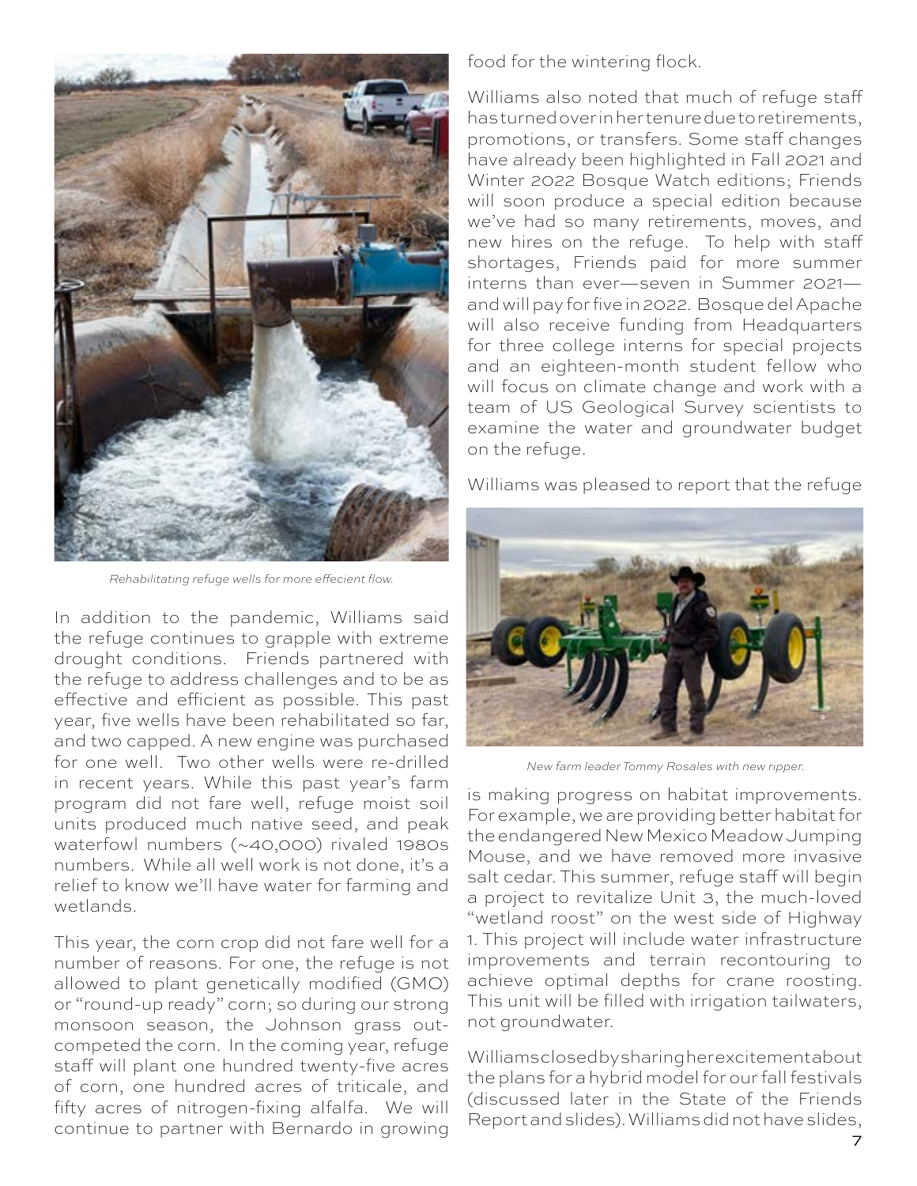*Rehabilitating refuge wells for more effecient flow.*

In addition to the pandemic, Williams said the refuge continues to grapple with extreme drought conditions. Friends partnered with the refuge to address challenges and to be as effective and efficient as possible. This past year, five wells have been rehabilitated so far, and two capped. A new engine was purchased for one well. Two other wells were re-drilled in recent years. While this past year's farm program did not fare well, refuge moist soil units produced much native seed, and peak waterfowl numbers (~40,000) rivaled 1980s numbers. While all well work is not done, it's a relief to know we'll have water for farming and wetlands.

This year, the corn crop did not fare well for a number of reasons. For one, the refuge is not allowed to plant genetically modified (GMO) or "round-up ready" corn; so during our strong monsoon season, the Johnson grass out-competed the corn. In the coming year, refuge staff will plant one hundred twenty-five acres of corn, one hundred acres of triticale, and fifty acres of nitrogen-fixing alfalfa. We will continue to partner with Bernardo in growing food for the wintering flock.

Williams also noted that much of refuge staff has turned over in her tenure due to retirements, promotions, or transfers. Some staff changes have already been highlighted in Fall 2021 and Winter 2022 Bosque Watch editions; Friends will soon produce a special edition because we've had so many retirements, moves, and new hires on the refuge. To help with staff shortages, Friends paid for more summer interns than ever—seven in Summer 2021—and will pay for five in 2022. Bosque del Apache will also receive funding from Headquarters for three college interns for special projects and an eighteen-month student fellow who will focus on climate change and work with a team of US Geological Survey scientists to examine the water and groundwater budget on the refuge.

Williams was pleased to report that the refuge is making progress on habitat improvements. For example, we are providing better habitat for the endangered New Mexico Meadow Jumping Mouse, and we have removed more invasive salt cedar. This summer, refuge staff will begin a project to revitalize Unit 3, the much-loved "wetland roost" on the west side of Highway 1. This project will include water infrastructure improvements and terrain recontouring to achieve optimal depths for crane roosting. This unit will be filled with irrigation tailwaters, not groundwater.

*New farm leader Tommy Rosales with new ripper.*

Williams closed by sharing her excitement about the plans for a hybrid model for our fall festivals (discussed later in the State of the Friends Report and slides). Williams did not have slides,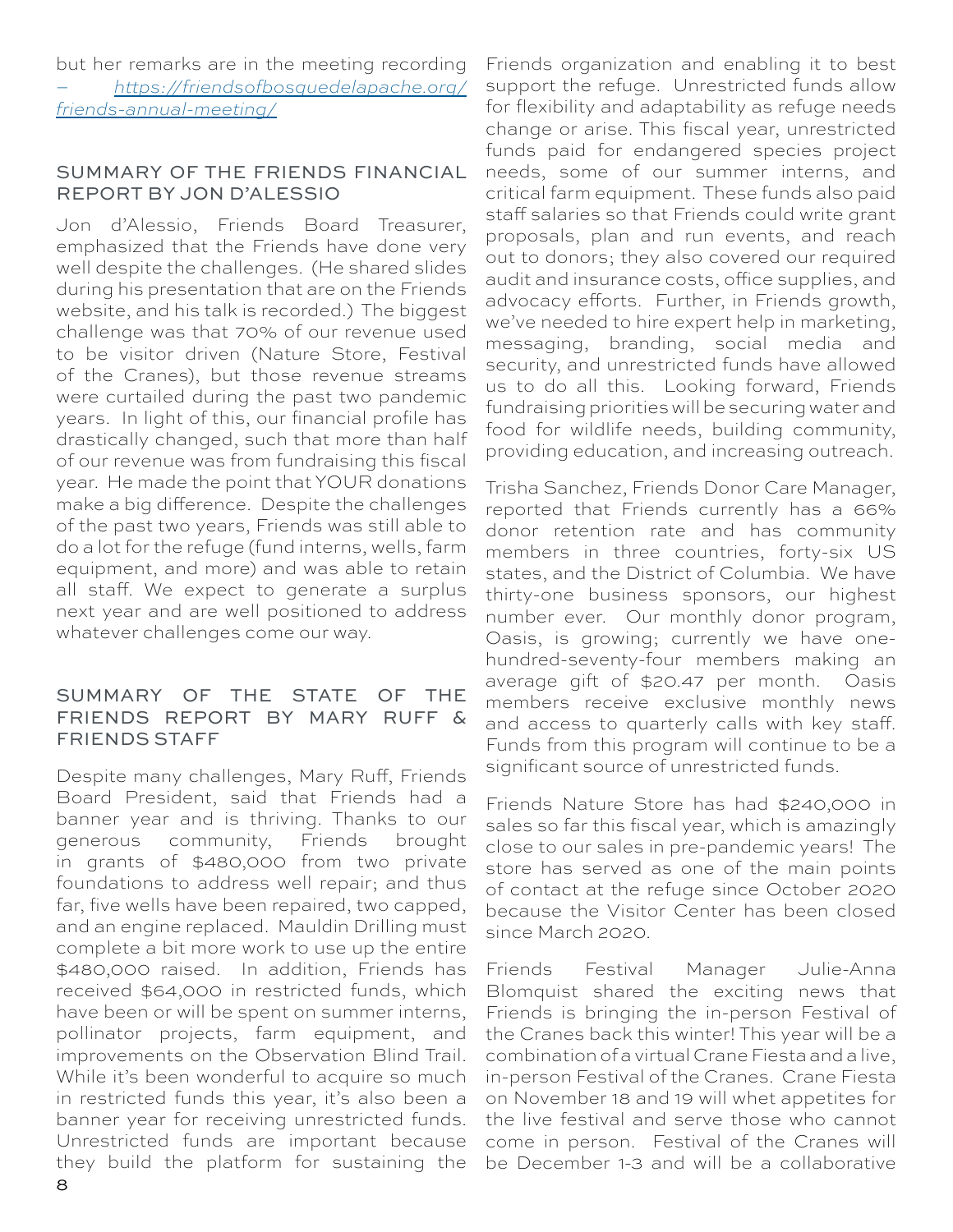but her remarks are in the meeting recording – *https://friendsofbosquedelapache.org/friends-annual-meeting/*

## SUMMARY OF THE FRIENDS FINANCIAL REPORT BY JON D'ALESSIO

Jon d'Alessio, Friends Board Treasurer, emphasized that the Friends have done very well despite the challenges. (He shared slides during his presentation that are on the Friends website, and his talk is recorded.) The biggest challenge was that 70% of our revenue used to be visitor driven (Nature Store, Festival of the Cranes), but those revenue streams were curtailed during the past two pandemic years. In light of this, our financial profile has drastically changed, such that more than half of our revenue was from fundraising this fiscal year. He made the point that YOUR donations make a big difference. Despite the challenges of the past two years, Friends was still able to do a lot for the refuge (fund interns, wells, farm equipment, and more) and was able to retain all staff. We expect to generate a surplus next year and are well positioned to address whatever challenges come our way.

## SUMMARY OF THE STATE OF THE FRIENDS REPORT BY MARY RUFF & FRIENDS STAFF

Despite many challenges, Mary Ruff, Friends Board President, said that Friends had a banner year and is thriving. Thanks to our generous community, Friends brought in grants of $480,000 from two private foundations to address well repair; and thus far, five wells have been repaired, two capped, and an engine replaced. Mauldin Drilling must complete a bit more work to use up the entire $480,000 raised. In addition, Friends has received $64,000 in restricted funds, which have been or will be spent on summer interns, pollinator projects, farm equipment, and improvements on the Observation Blind Trail. While it's been wonderful to acquire so much in restricted funds this year, it's also been a banner year for receiving unrestricted funds. Unrestricted funds are important because they build the platform for sustaining the Friends organization and enabling it to best support the refuge. Unrestricted funds allow for flexibility and adaptability as refuge needs change or arise. This fiscal year, unrestricted funds paid for endangered species project needs, some of our summer interns, and critical farm equipment. These funds also paid staff salaries so that Friends could write grant proposals, plan and run events, and reach out to donors; they also covered our required audit and insurance costs, office supplies, and advocacy efforts. Further, in Friends growth, we've needed to hire expert help in marketing, messaging, branding, social media and security, and unrestricted funds have allowed us to do all this. Looking forward, Friends fundraising priorities will be securing water and food for wildlife needs, building community, providing education, and increasing outreach.

Trisha Sanchez, Friends Donor Care Manager, reported that Friends currently has a 66% donor retention rate and has community members in three countries, forty-six US states, and the District of Columbia. We have thirty-one business sponsors, our highest number ever. Our monthly donor program, Oasis, is growing; currently we have one-hundred-seventy-four members making an average gift of $20.47 per month. Oasis members receive exclusive monthly news and access to quarterly calls with key staff. Funds from this program will continue to be a significant source of unrestricted funds.

Friends Nature Store has had $240,000 in sales so far this fiscal year, which is amazingly close to our sales in pre-pandemic years! The store has served as one of the main points of contact at the refuge since October 2020 because the Visitor Center has been closed since March 2020.

Friends Festival Manager Julie-Anna Blomquist shared the exciting news that Friends is bringing the in-person Festival of the Cranes back this winter! This year will be a combination of a virtual Crane Fiesta and a live, in-person Festival of the Cranes. Crane Fiesta on November 18 and 19 will whet appetites for the live festival and serve those who cannot come in person. Festival of the Cranes will be December 1-3 and will be a collaborative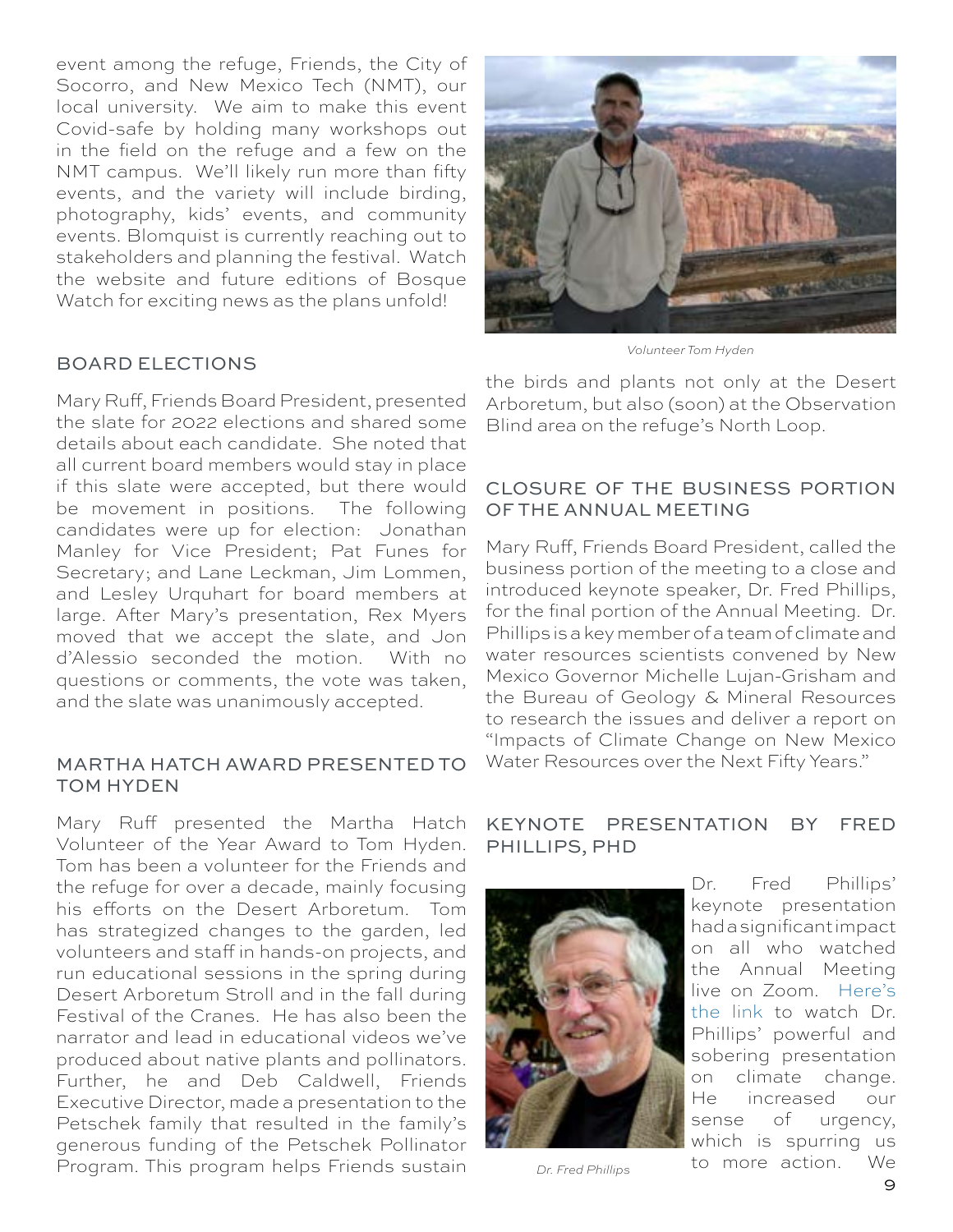event among the refuge, Friends, the City of Socorro, and New Mexico Tech (NMT), our local university. We aim to make this event Covid-safe by holding many workshops out in the field on the refuge and a few on the NMT campus. We'll likely run more than fifty events, and the variety will include birding, photography, kids' events, and community events. Blomquist is currently reaching out to stakeholders and planning the festival. Watch the website and future editions of Bosque Watch for exciting news as the plans unfold!

## BOARD ELECTIONS

Mary Ruff, Friends Board President, presented the slate for 2022 elections and shared some details about each candidate. She noted that all current board members would stay in place if this slate were accepted, but there would be movement in positions. The following candidates were up for election: Jonathan Manley for Vice President; Pat Funes for Secretary; and Lane Leckman, Jim Lommen, and Lesley Urquhart for board members at large. After Mary's presentation, Rex Myers moved that we accept the slate, and Jon d'Alessio seconded the motion. With no questions or comments, the vote was taken, and the slate was unanimously accepted.

## MARTHA HATCH AWARD PRESENTED TO TOM HYDEN

Mary Ruff presented the Martha Hatch Volunteer of the Year Award to Tom Hyden. Tom has been a volunteer for the Friends and the refuge for over a decade, mainly focusing his efforts on the Desert Arboretum. Tom has strategized changes to the garden, led volunteers and staff in hands-on projects, and run educational sessions in the spring during Desert Arboretum Stroll and in the fall during Festival of the Cranes. He has also been the narrator and lead in educational videos we've produced about native plants and pollinators. Further, he and Deb Caldwell, Friends Executive Director, made a presentation to the Petschek family that resulted in the family's generous funding of the Petschek Pollinator Program. This program helps Friends sustain the birds and plants not only at the Desert Arboretum, but also (soon) at the Observation Blind area on the refuge's North Loop.

*Volunteer Tom Hyden*

## CLOSURE OF THE BUSINESS PORTION OF THE ANNUAL MEETING

Mary Ruff, Friends Board President, called the business portion of the meeting to a close and introduced keynote speaker, Dr. Fred Phillips, for the final portion of the Annual Meeting. Dr. Phillips is a key member of a team of climate and water resources scientists convened by New Mexico Governor Michelle Lujan-Grisham and the Bureau of Geology & Mineral Resources to research the issues and deliver a report on "Impacts of Climate Change on New Mexico Water Resources over the Next Fifty Years."

## KEYNOTE PRESENTATION BY FRED PHILLIPS, PHD

Dr. Fred Phillips' keynote presentation had a significant impact on all who watched the Annual Meeting live on Zoom. Here's the link to watch Dr. Phillips' powerful and sobering presentation on climate change. He increased our sense of urgency, which is spurring us to more action. We

*Dr. Fred Phillips*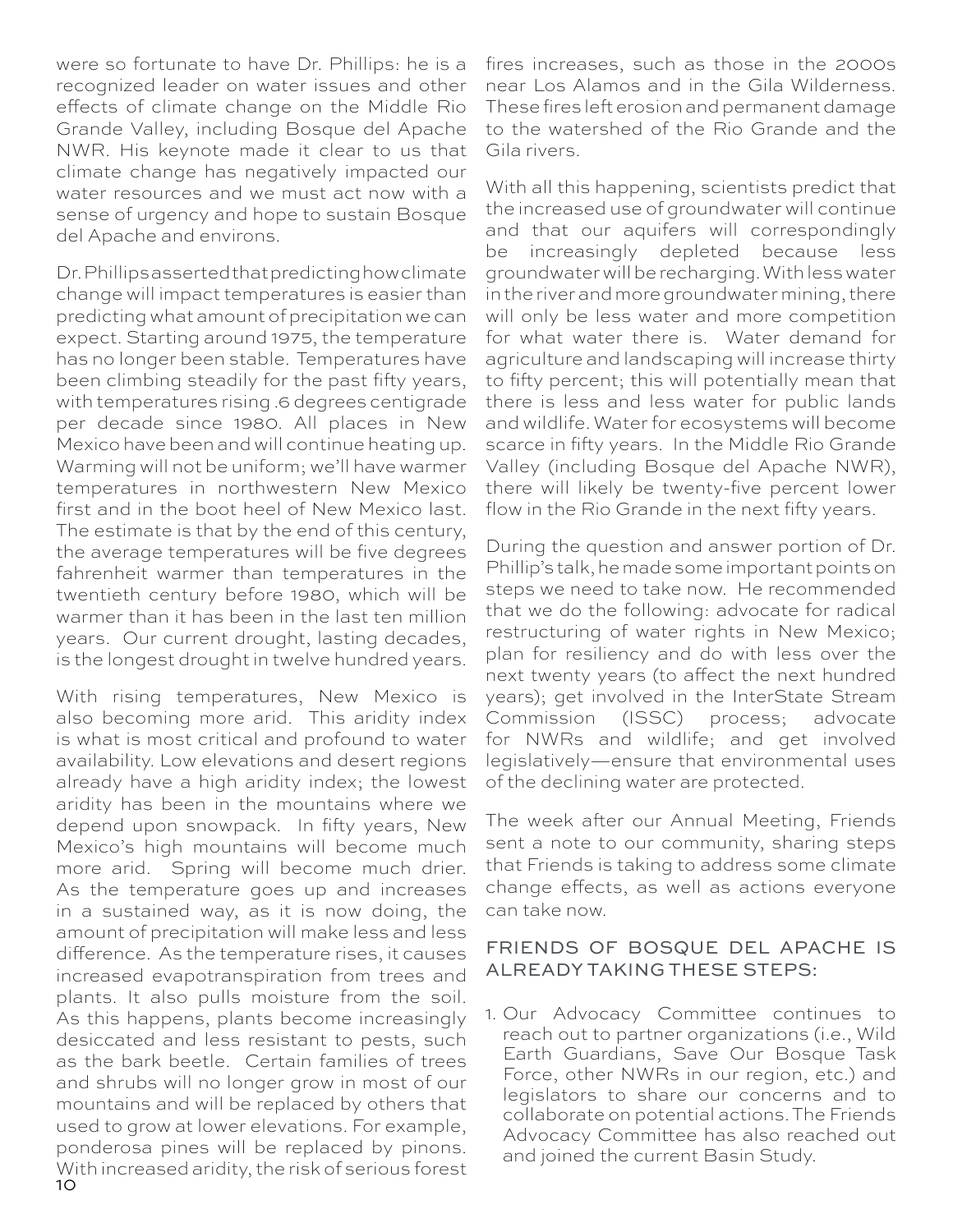were so fortunate to have Dr. Phillips: he is a recognized leader on water issues and other effects of climate change on the Middle Rio Grande Valley, including Bosque del Apache NWR. His keynote made it clear to us that climate change has negatively impacted our water resources and we must act now with a sense of urgency and hope to sustain Bosque del Apache and environs.

Dr. Phillips asserted that predicting how climate change will impact temperatures is easier than predicting what amount of precipitation we can expect. Starting around 1975, the temperature has no longer been stable. Temperatures have been climbing steadily for the past fifty years, with temperatures rising .6 degrees centigrade per decade since 1980. All places in New Mexico have been and will continue heating up. Warming will not be uniform; we'll have warmer temperatures in northwestern New Mexico first and in the boot heel of New Mexico last. The estimate is that by the end of this century, the average temperatures will be five degrees fahrenheit warmer than temperatures in the twentieth century before 1980, which will be warmer than it has been in the last ten million years. Our current drought, lasting decades, is the longest drought in twelve hundred years.

With rising temperatures, New Mexico is also becoming more arid. This aridity index is what is most critical and profound to water availability. Low elevations and desert regions already have a high aridity index; the lowest aridity has been in the mountains where we depend upon snowpack. In fifty years, New Mexico's high mountains will become much more arid. Spring will become much drier. As the temperature goes up and increases in a sustained way, as it is now doing, the amount of precipitation will make less and less difference. As the temperature rises, it causes increased evapotranspiration from trees and plants. It also pulls moisture from the soil. As this happens, plants become increasingly desiccated and less resistant to pests, such as the bark beetle. Certain families of trees and shrubs will no longer grow in most of our mountains and will be replaced by others that used to grow at lower elevations. For example, ponderosa pines will be replaced by pinons. With increased aridity, the risk of serious forest fires increases, such as those in the 2000s near Los Alamos and in the Gila Wilderness. These fires left erosion and permanent damage to the watershed of the Rio Grande and the Gila rivers.

With all this happening, scientists predict that the increased use of groundwater will continue and that our aquifers will correspondingly be increasingly depleted because less groundwater will be recharging. With less water in the river and more groundwater mining, there will only be less water and more competition for what water there is. Water demand for agriculture and landscaping will increase thirty to fifty percent; this will potentially mean that there is less and less water for public lands and wildlife. Water for ecosystems will become scarce in fifty years. In the Middle Rio Grande Valley (including Bosque del Apache NWR), there will likely be twenty-five percent lower flow in the Rio Grande in the next fifty years.

During the question and answer portion of Dr. Phillip's talk, he made some important points on steps we need to take now. He recommended that we do the following: advocate for radical restructuring of water rights in New Mexico; plan for resiliency and do with less over the next twenty years (to affect the next hundred years); get involved in the InterState Stream Commission (ISSC) process; advocate for NWRs and wildlife; and get involved legislatively—ensure that environmental uses of the declining water are protected.

The week after our Annual Meeting, Friends sent a note to our community, sharing steps that Friends is taking to address some climate change effects, as well as actions everyone can take now.

## FRIENDS OF BOSQUE DEL APACHE IS ALREADY TAKING THESE STEPS:

1. Our Advocacy Committee continues to reach out to partner organizations (i.e., Wild Earth Guardians, Save Our Bosque Task Force, other NWRs in our region, etc.) and legislators to share our concerns and to collaborate on potential actions. The Friends Advocacy Committee has also reached out and joined the current Basin Study.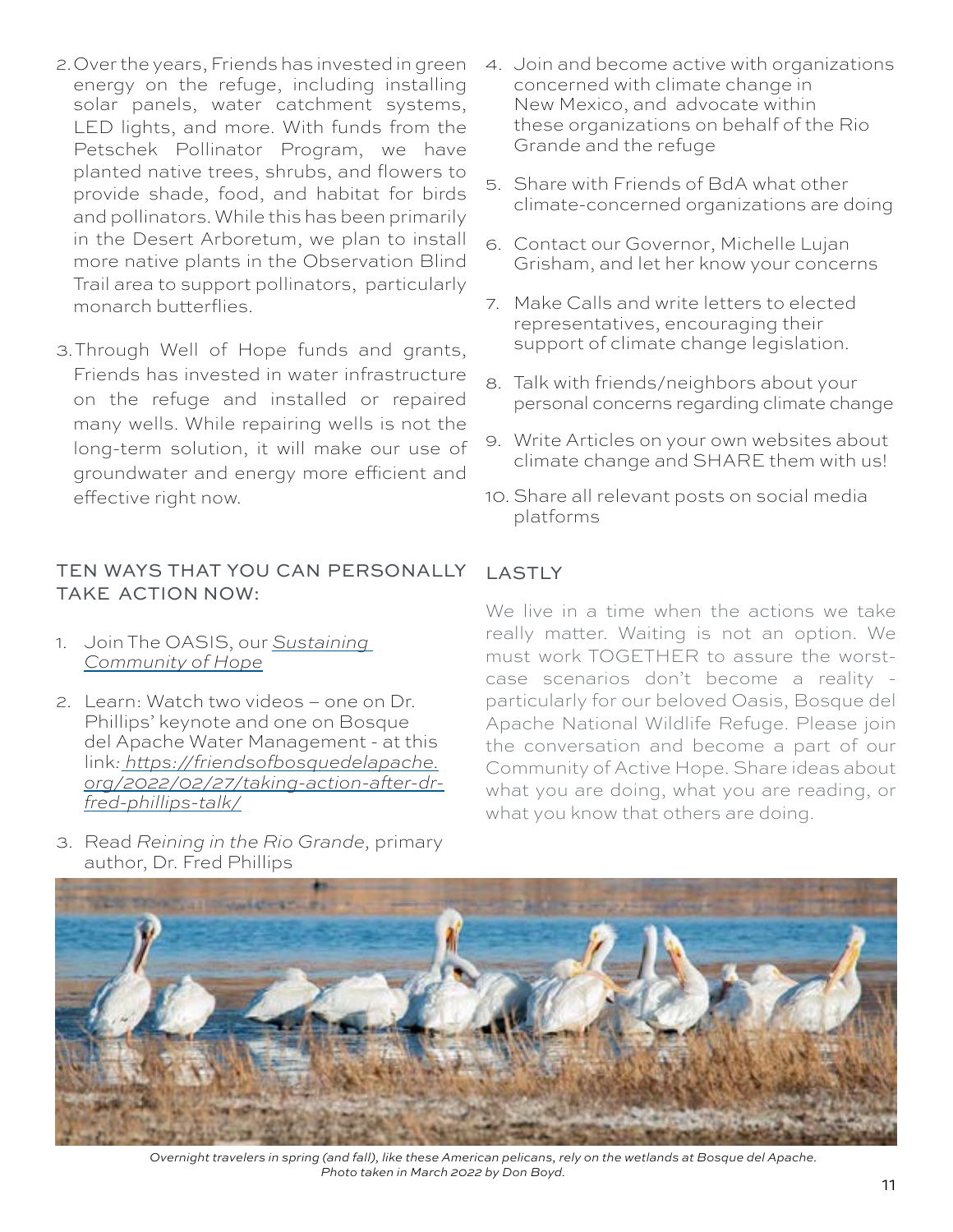2. Over the years, Friends has invested in green energy on the refuge, including installing solar panels, water catchment systems, LED lights, and more. With funds from the Petschek Pollinator Program, we have planted native trees, shrubs, and flowers to provide shade, food, and habitat for birds and pollinators. While this has been primarily in the Desert Arboretum, we plan to install more native plants in the Observation Blind Trail area to support pollinators, particularly monarch butterflies.

3. Through Well of Hope funds and grants, Friends has invested in water infrastructure on the refuge and installed or repaired many wells. While repairing wells is not the long-term solution, it will make our use of groundwater and energy more efficient and effective right now.

## TEN WAYS THAT YOU CAN PERSONALLY TAKE ACTION NOW:

1. Join The OASIS, our *Sustaining Community of Hope*
2. Learn: Watch two videos – one on Dr. Phillips' keynote and one on Bosque del Apache Water Management - at this link: *https://friendsofbosquedelapache.org/2022/02/27/taking-action-after-dr-fred-phillips-talk/*
3. Read *Reining in the Rio Grande*, primary author, Dr. Fred Phillips
4. Join and become active with organizations concerned with climate change in New Mexico, and advocate within these organizations on behalf of the Rio Grande and the refuge
5. Share with Friends of BdA what other climate-concerned organizations are doing
6. Contact our Governor, Michelle Lujan Grisham, and let her know your concerns
7. Make Calls and write letters to elected representatives, encouraging their support of climate change legislation.
8. Talk with friends/neighbors about your personal concerns regarding climate change
9. Write Articles on your own websites about climate change and SHARE them with us!
10. Share all relevant posts on social media platforms

## LASTLY

We live in a time when the actions we take really matter. Waiting is not an option. We must work TOGETHER to assure the worst-case scenarios don't become a reality - particularly for our beloved Oasis, Bosque del Apache National Wildlife Refuge. Please join the conversation and become a part of our Community of Active Hope. Share ideas about what you are doing, what you are reading, or what you know that others are doing.

*Overnight travelers in spring (and fall), like these American pelicans, rely on the wetlands at Bosque del Apache. Photo taken in March 2022 by Don Boyd.*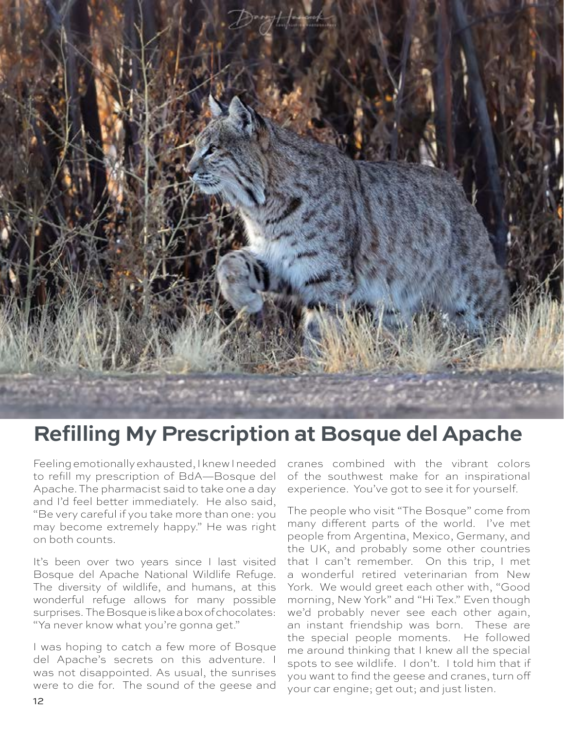# Refilling My Prescription at Bosque del Apache

Feeling emotionally exhausted, I knew I needed to refill my prescription of BdA—Bosque del Apache. The pharmacist said to take one a day and I'd feel better immediately. He also said, "Be very careful if you take more than one: you may become extremely happy." He was right on both counts.

It's been over two years since I last visited Bosque del Apache National Wildlife Refuge. The diversity of wildlife, and humans, at this wonderful refuge allows for many possible surprises. The Bosque is like a box of chocolates: "Ya never know what you're gonna get."

I was hoping to catch a few more of Bosque del Apache's secrets on this adventure. I was not disappointed. As usual, the sunrises were to die for. The sound of the geese and cranes combined with the vibrant colors of the southwest make for an inspirational experience. You've got to see it for yourself.

The people who visit "The Bosque" come from many different parts of the world. I've met people from Argentina, Mexico, Germany, and the UK, and probably some other countries that I can't remember. On this trip, I met a wonderful retired veterinarian from New York. We would greet each other with, "Good morning, New York" and "Hi Tex." Even though we'd probably never see each other again, an instant friendship was born. These are the special people moments. He followed me around thinking that I knew all the special spots to see wildlife. I don't. I told him that if you want to find the geese and cranes, turn off your car engine; get out; and just listen.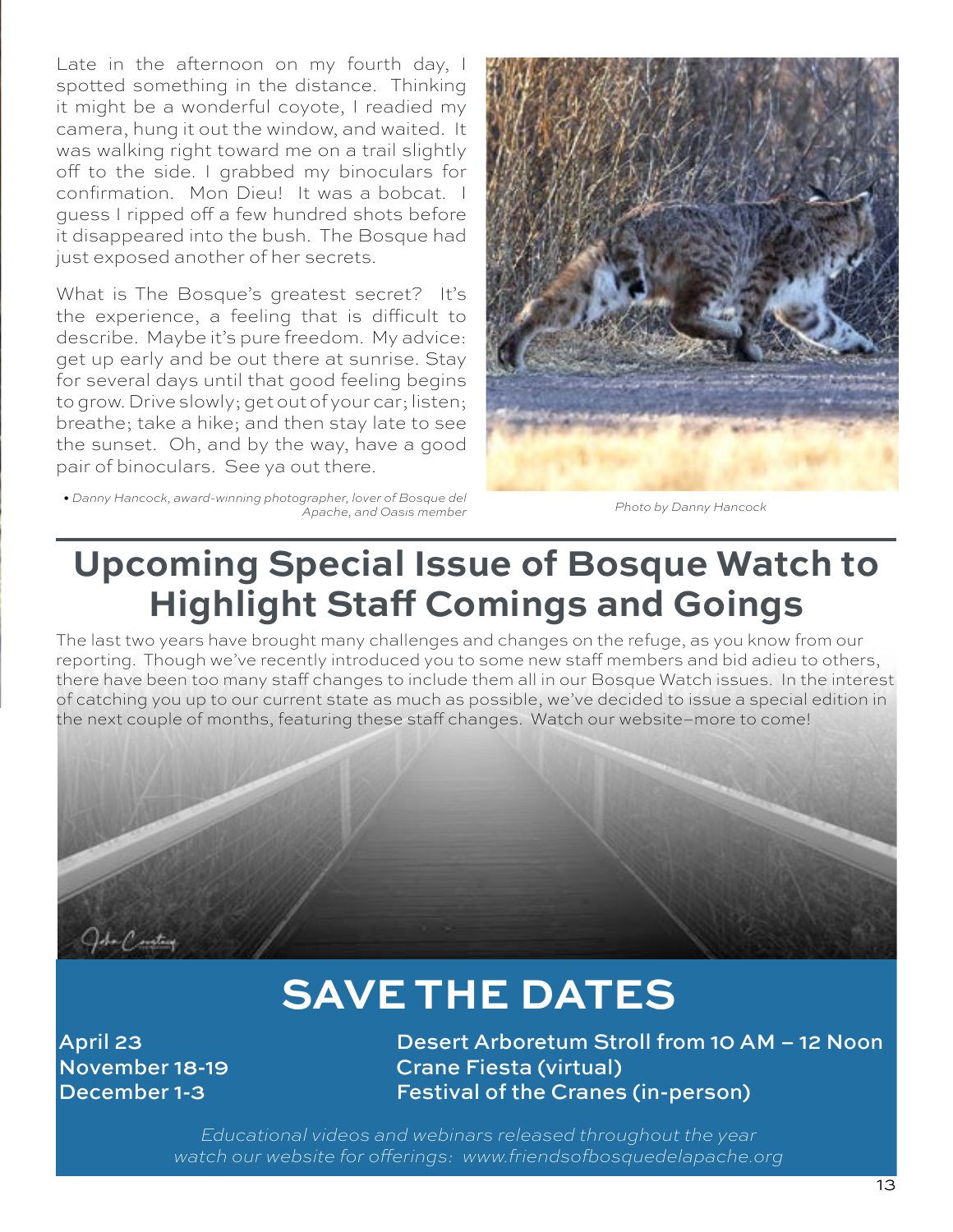Late in the afternoon on my fourth day, I spotted something in the distance. Thinking it might be a wonderful coyote, I readied my camera, hung it out the window, and waited. It was walking right toward me on a trail slightly off to the side. I grabbed my binoculars for confirmation. Mon Dieu! It was a bobcat. I guess I ripped off a few hundred shots before it disappeared into the bush. The Bosque had just exposed another of her secrets.

What is The Bosque's greatest secret? It's the experience, a feeling that is difficult to describe. Maybe it's pure freedom. My advice: get up early and be out there at sunrise. Stay for several days until that good feeling begins to grow. Drive slowly; get out of your car; listen; breathe; take a hike; and then stay late to see the sunset. Oh, and by the way, have a good pair of binoculars. See ya out there.

*• Danny Hancock, award-winning photographer, lover of Bosque del Apache, and Oasis member*

*Photo by Danny Hancock*

## Upcoming Special Issue of Bosque Watch to Highlight Staff Comings and Goings

The last two years have brought many challenges and changes on the refuge, as you know from our reporting. Though we've recently introduced you to some new staff members and bid adieu to others, there have been too many staff changes to include them all in our Bosque Watch issues. In the interest of catching you up to our current state as much as possible, we've decided to issue a special edition in the next couple of months, featuring these staff changes. Watch our website–more to come!

## SAVE THE DATES

| | |
|---|---|
| April 23 | Desert Arboretum Stroll from 10 AM – 12 Noon |
| November 18-19 | Crane Fiesta (virtual) |
| December 1-3 | Festival of the Cranes (in-person) |

*Educational videos and webinars released throughout the year watch our website for offerings: www.friendsofbosquedelapache.org*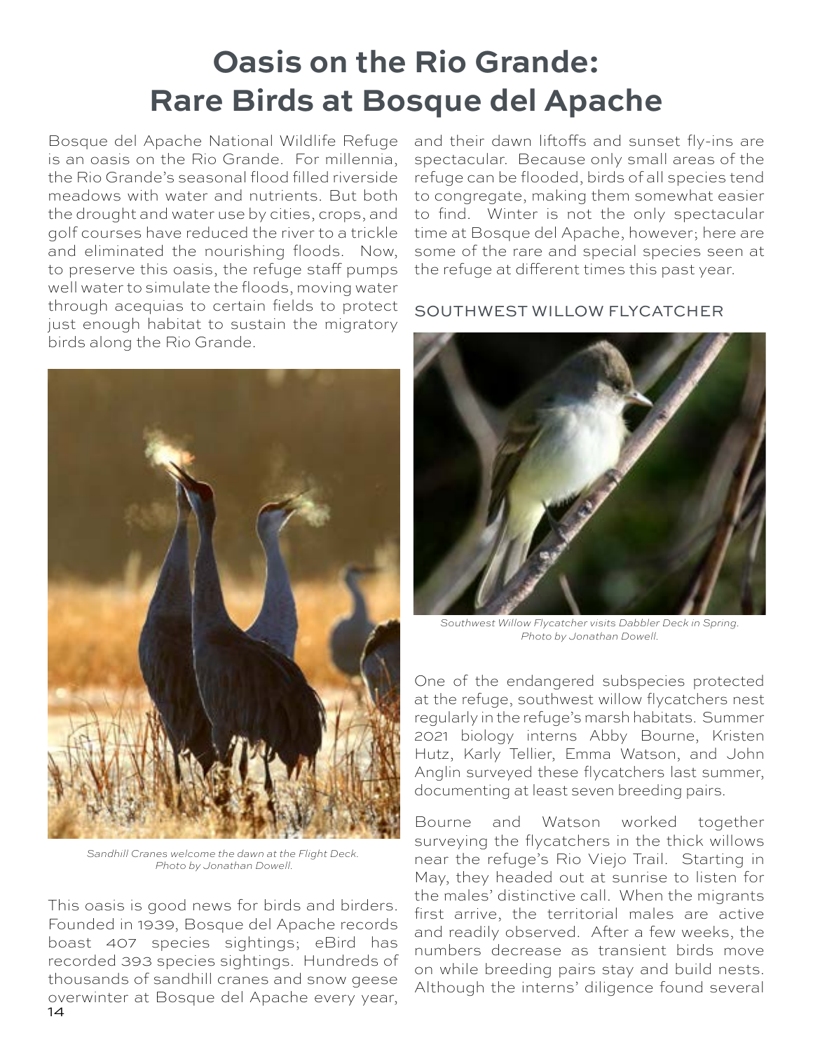# Oasis on the Rio Grande: Rare Birds at Bosque del Apache

Bosque del Apache National Wildlife Refuge is an oasis on the Rio Grande. For millennia, the Rio Grande's seasonal flood filled riverside meadows with water and nutrients. But both the drought and water use by cities, crops, and golf courses have reduced the river to a trickle and eliminated the nourishing floods. Now, to preserve this oasis, the refuge staff pumps well water to simulate the floods, moving water through acequias to certain fields to protect just enough habitat to sustain the migratory birds along the Rio Grande.

*Sandhill Cranes welcome the dawn at the Flight Deck. Photo by Jonathan Dowell.*

This oasis is good news for birds and birders. Founded in 1939, Bosque del Apache records boast 407 species sightings; eBird has recorded 393 species sightings. Hundreds of thousands of sandhill cranes and snow geese overwinter at Bosque del Apache every year, and their dawn liftoffs and sunset fly-ins are spectacular. Because only small areas of the refuge can be flooded, birds of all species tend to congregate, making them somewhat easier to find. Winter is not the only spectacular time at Bosque del Apache, however; here are some of the rare and special species seen at the refuge at different times this past year.

## SOUTHWEST WILLOW FLYCATCHER

*Southwest Willow Flycatcher visits Dabbler Deck in Spring. Photo by Jonathan Dowell.*

One of the endangered subspecies protected at the refuge, southwest willow flycatchers nest regularly in the refuge's marsh habitats. Summer 2021 biology interns Abby Bourne, Kristen Hutz, Karly Tellier, Emma Watson, and John Anglin surveyed these flycatchers last summer, documenting at least seven breeding pairs.

Bourne and Watson worked together surveying the flycatchers in the thick willows near the refuge's Rio Viejo Trail. Starting in May, they headed out at sunrise to listen for the males' distinctive call. When the migrants first arrive, the territorial males are active and readily observed. After a few weeks, the numbers decrease as transient birds move on while breeding pairs stay and build nests. Although the interns' diligence found several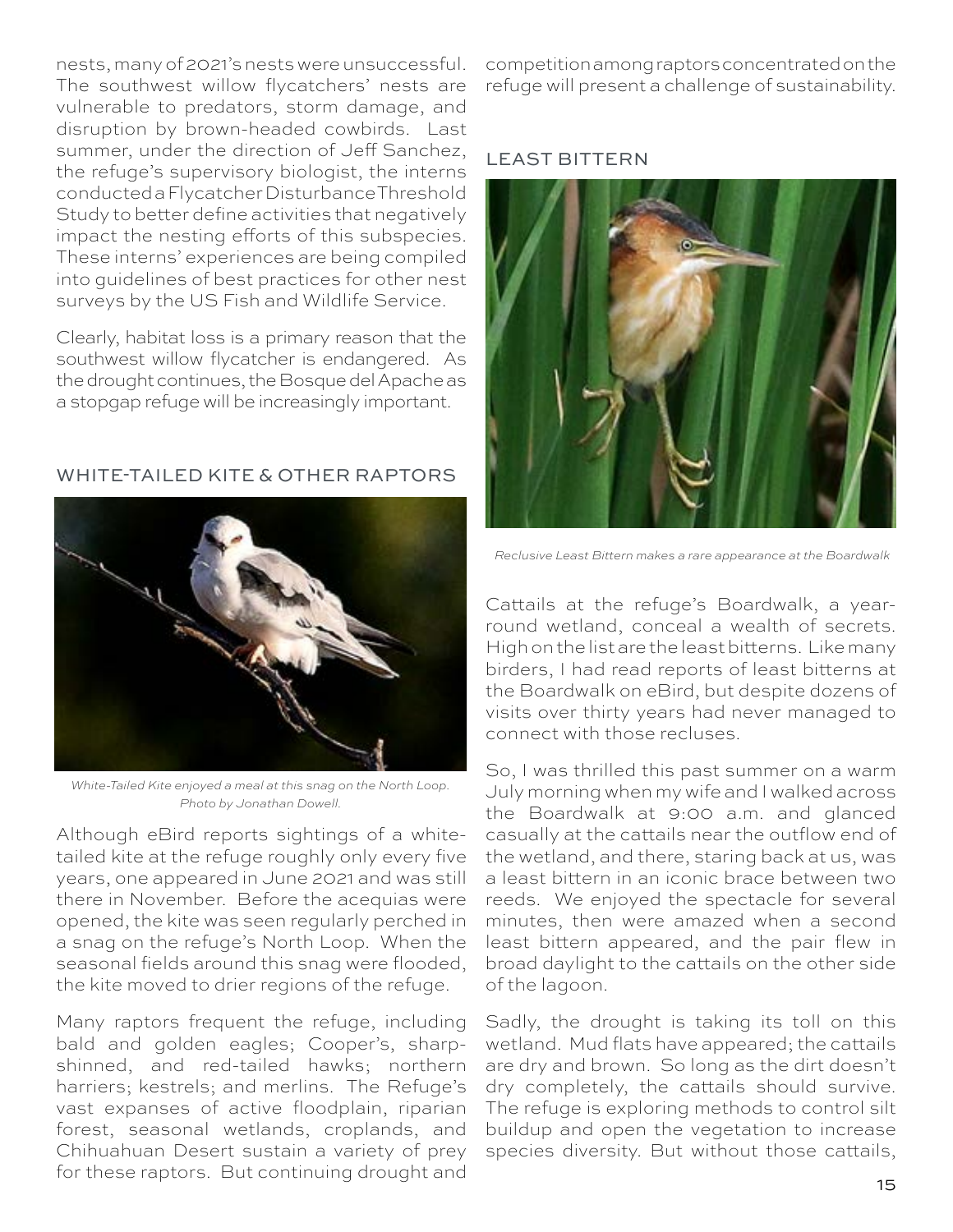nests, many of 2021's nests were unsuccessful. The southwest willow flycatchers' nests are vulnerable to predators, storm damage, and disruption by brown-headed cowbirds. Last summer, under the direction of Jeff Sanchez, the refuge's supervisory biologist, the interns conducted a Flycatcher Disturbance Threshold Study to better define activities that negatively impact the nesting efforts of this subspecies. These interns' experiences are being compiled into guidelines of best practices for other nest surveys by the US Fish and Wildlife Service.

Clearly, habitat loss is a primary reason that the southwest willow flycatcher is endangered. As the drought continues, the Bosque del Apache as a stopgap refuge will be increasingly important.

## WHITE-TAILED KITE & OTHER RAPTORS

*White-Tailed Kite enjoyed a meal at this snag on the North Loop. Photo by Jonathan Dowell.*

Although eBird reports sightings of a white-tailed kite at the refuge roughly only every five years, one appeared in June 2021 and was still there in November. Before the acequias were opened, the kite was seen regularly perched in a snag on the refuge's North Loop. When the seasonal fields around this snag were flooded, the kite moved to drier regions of the refuge.

Many raptors frequent the refuge, including bald and golden eagles; Cooper's, sharp-shinned, and red-tailed hawks; northern harriers; kestrels; and merlins. The Refuge's vast expanses of active floodplain, riparian forest, seasonal wetlands, croplands, and Chihuahuan Desert sustain a variety of prey for these raptors. But continuing drought and competition among raptors concentrated on the refuge will present a challenge of sustainability.

## LEAST BITTERN

*Reclusive Least Bittern makes a rare appearance at the Boardwalk*

Cattails at the refuge's Boardwalk, a year-round wetland, conceal a wealth of secrets. High on the list are the least bitterns. Like many birders, I had read reports of least bitterns at the Boardwalk on eBird, but despite dozens of visits over thirty years had never managed to connect with those recluses.

So, I was thrilled this past summer on a warm July morning when my wife and I walked across the Boardwalk at 9:00 a.m. and glanced casually at the cattails near the outflow end of the wetland, and there, staring back at us, was a least bittern in an iconic brace between two reeds. We enjoyed the spectacle for several minutes, then were amazed when a second least bittern appeared, and the pair flew in broad daylight to the cattails on the other side of the lagoon.

Sadly, the drought is taking its toll on this wetland. Mud flats have appeared; the cattails are dry and brown. So long as the dirt doesn't dry completely, the cattails should survive. The refuge is exploring methods to control silt buildup and open the vegetation to increase species diversity. But without those cattails,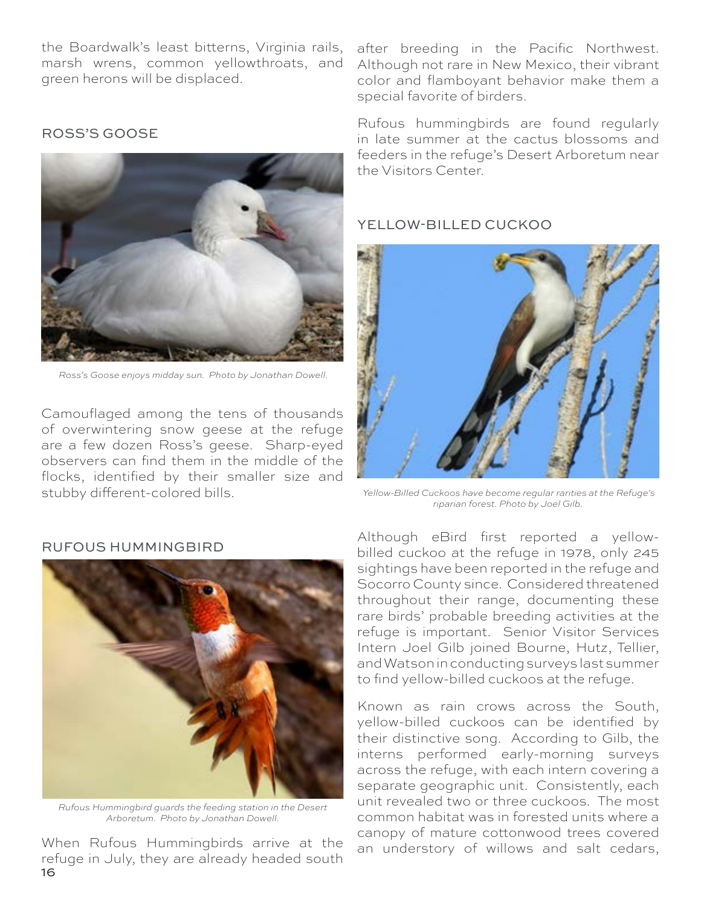the Boardwalk's least bitterns, Virginia rails, marsh wrens, common yellowthroats, and green herons will be displaced.

## ROSS'S GOOSE

*Ross's Goose enjoys midday sun. Photo by Jonathan Dowell.*

Camouflaged among the tens of thousands of overwintering snow geese at the refuge are a few dozen Ross's geese. Sharp-eyed observers can find them in the middle of the flocks, identified by their smaller size and stubby different-colored bills.

## RUFOUS HUMMINGBIRD

*Rufous Hummingbird guards the feeding station in the Desert Arboretum. Photo by Jonathan Dowell.*

When Rufous Hummingbirds arrive at the refuge in July, they are already headed south after breeding in the Pacific Northwest. Although not rare in New Mexico, their vibrant color and flamboyant behavior make them a special favorite of birders.

Rufous hummingbirds are found regularly in late summer at the cactus blossoms and feeders in the refuge's Desert Arboretum near the Visitors Center.

## YELLOW-BILLED CUCKOO

*Yellow-Billed Cuckoos have become regular rarities at the Refuge's riparian forest. Photo by Joel Gilb.*

Although eBird first reported a yellow-billed cuckoo at the refuge in 1978, only 245 sightings have been reported in the refuge and Socorro County since. Considered threatened throughout their range, documenting these rare birds' probable breeding activities at the refuge is important. Senior Visitor Services Intern Joel Gilb joined Bourne, Hutz, Tellier, and Watson in conducting surveys last summer to find yellow-billed cuckoos at the refuge.

Known as rain crows across the South, yellow-billed cuckoos can be identified by their distinctive song. According to Gilb, the interns performed early-morning surveys across the refuge, with each intern covering a separate geographic unit. Consistently, each unit revealed two or three cuckoos. The most common habitat was in forested units where a canopy of mature cottonwood trees covered an understory of willows and salt cedars,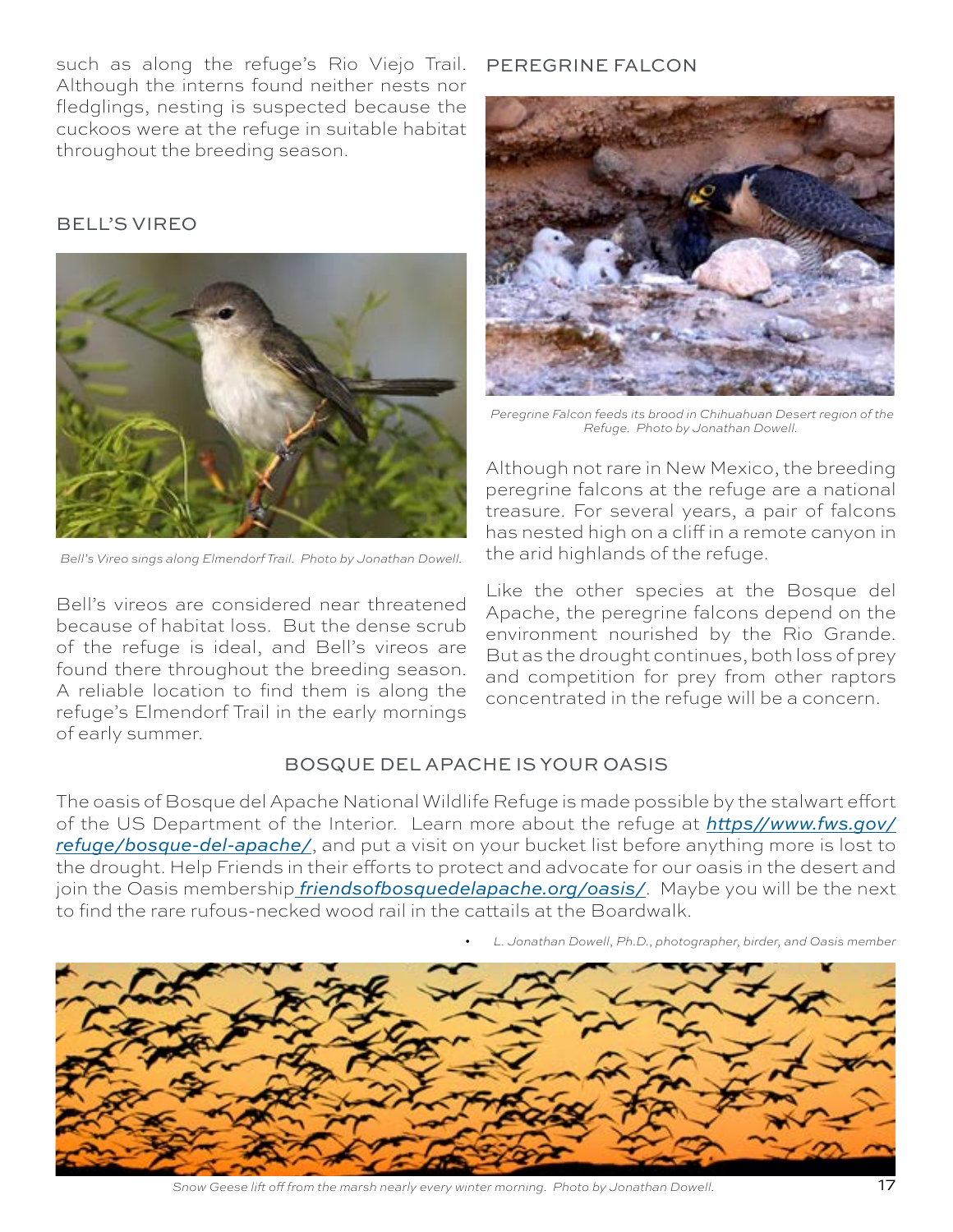such as along the refuge's Rio Viejo Trail. Although the interns found neither nests nor fledglings, nesting is suspected because the cuckoos were at the refuge in suitable habitat throughout the breeding season.

## BELL'S VIREO

*Bell's Vireo sings along Elmendorf Trail. Photo by Jonathan Dowell.*

Bell's vireos are considered near threatened because of habitat loss. But the dense scrub of the refuge is ideal, and Bell's vireos are found there throughout the breeding season. A reliable location to find them is along the refuge's Elmendorf Trail in the early mornings of early summer.

## PEREGRINE FALCON

*Peregrine Falcon feeds its brood in Chihuahuan Desert region of the Refuge. Photo by Jonathan Dowell.*

Although not rare in New Mexico, the breeding peregrine falcons at the refuge are a national treasure. For several years, a pair of falcons has nested high on a cliff in a remote canyon in the arid highlands of the refuge.

Like the other species at the Bosque del Apache, the peregrine falcons depend on the environment nourished by the Rio Grande. But as the drought continues, both loss of prey and competition for prey from other raptors concentrated in the refuge will be a concern.

## BOSQUE DEL APACHE IS YOUR OASIS

The oasis of Bosque del Apache National Wildlife Refuge is made possible by the stalwart effort of the US Department of the Interior. Learn more about the refuge at *https//www.fws.gov/refuge/bosque-del-apache/*, and put a visit on your bucket list before anything more is lost to the drought. Help Friends in their efforts to protect and advocate for our oasis in the desert and join the Oasis membership *friendsofbosquedelapache.org/oasis/*. Maybe you will be the next to find the rare rufous-necked wood rail in the cattails at the Boardwalk.

- *L. Jonathan Dowell, Ph.D., photographer, birder, and Oasis member*

*Snow Geese lift off from the marsh nearly every winter morning. Photo by Jonathan Dowell.*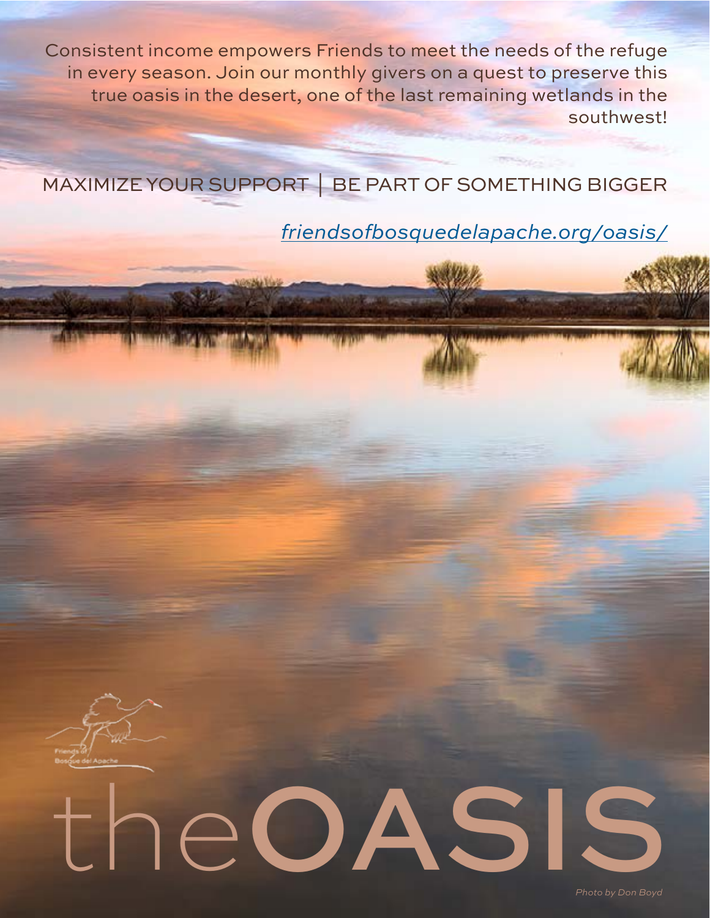Consistent income empowers Friends to meet the needs of the refuge in every season. Join our monthly givers on a quest to preserve this true oasis in the desert, one of the last remaining wetlands in the southwest!

MAXIMIZE YOUR SUPPORT | BE PART OF SOMETHING BIGGER

*friendsofbosquedelapache.org/oasis/*

Friends of Bosque del Apache

# the**OASIS**

*Photo by Don Boyd*